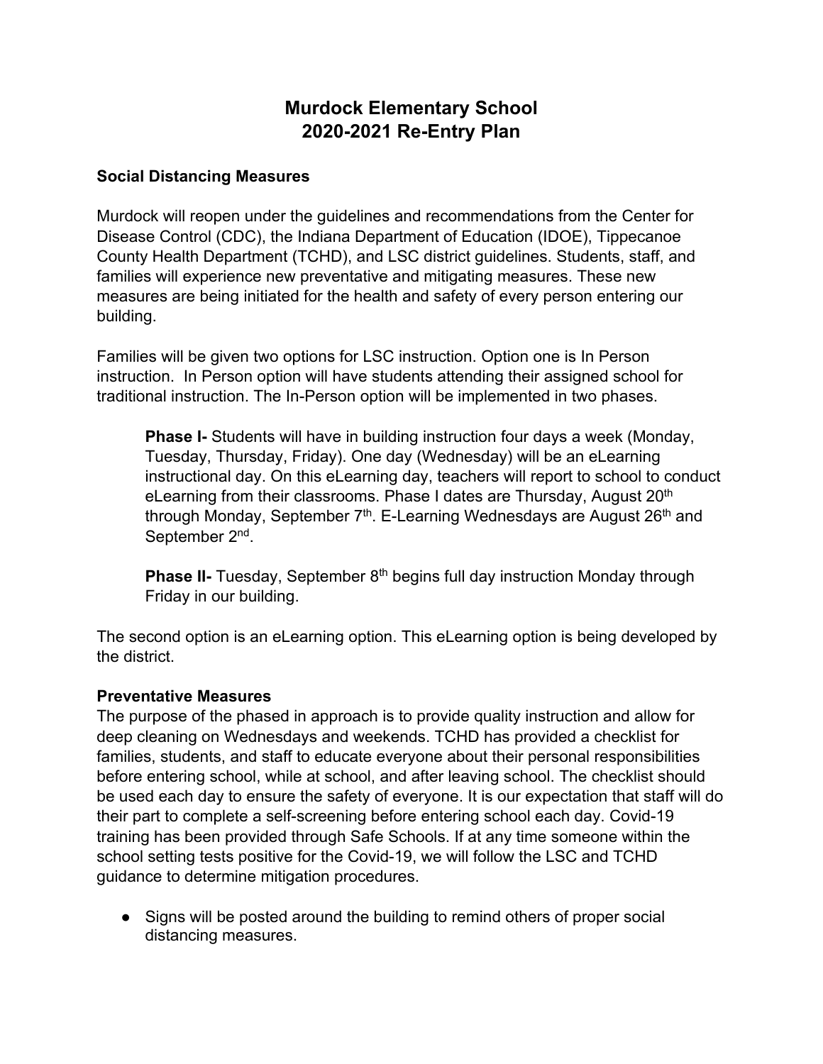# Murdock Elementary School
# 2020-2021 Re-Entry Plan

**Social Distancing Measures**

Murdock will reopen under the guidelines and recommendations from the Center for Disease Control (CDC), the Indiana Department of Education (IDOE), Tippecanoe County Health Department (TCHD), and LSC district guidelines. Students, staff, and families will experience new preventative and mitigating measures. These new measures are being initiated for the health and safety of every person entering our building.

Families will be given two options for LSC instruction. Option one is In Person instruction. In Person option will have students attending their assigned school for traditional instruction. The In-Person option will be implemented in two phases.

> **Phase I-** Students will have in building instruction four days a week (Monday, Tuesday, Thursday, Friday). One day (Wednesday) will be an eLearning instructional day. On this eLearning day, teachers will report to school to conduct eLearning from their classrooms. Phase I dates are Thursday, August 20th through Monday, September 7th. E-Learning Wednesdays are August 26th and September 2nd.
>
> **Phase II-** Tuesday, September 8th begins full day instruction Monday through Friday in our building.

The second option is an eLearning option. This eLearning option is being developed by the district.

**Preventative Measures**

The purpose of the phased in approach is to provide quality instruction and allow for deep cleaning on Wednesdays and weekends. TCHD has provided a checklist for families, students, and staff to educate everyone about their personal responsibilities before entering school, while at school, and after leaving school. The checklist should be used each day to ensure the safety of everyone. It is our expectation that staff will do their part to complete a self-screening before entering school each day. Covid-19 training has been provided through Safe Schools. If at any time someone within the school setting tests positive for the Covid-19, we will follow the LSC and TCHD guidance to determine mitigation procedures.

- Signs will be posted around the building to remind others of proper social distancing measures.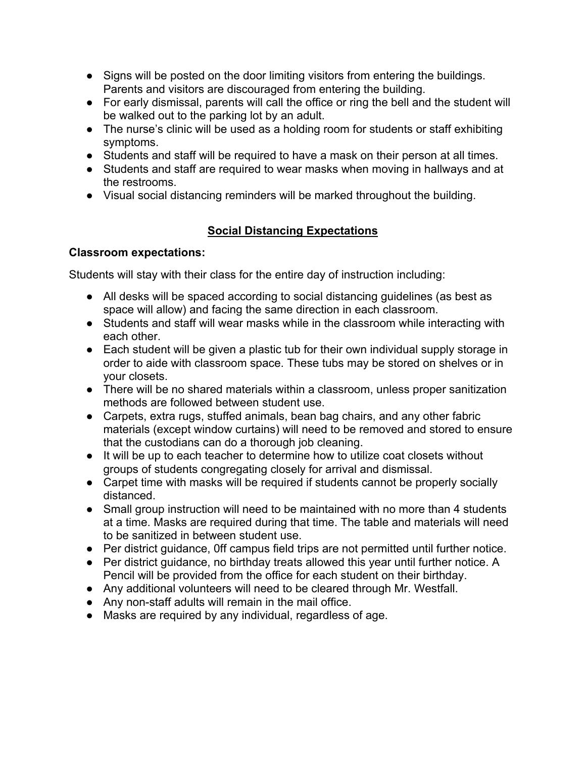- Signs will be posted on the door limiting visitors from entering the buildings. Parents and visitors are discouraged from entering the building.
- For early dismissal, parents will call the office or ring the bell and the student will be walked out to the parking lot by an adult.
- The nurse's clinic will be used as a holding room for students or staff exhibiting symptoms.
- Students and staff will be required to have a mask on their person at all times.
- Students and staff are required to wear masks when moving in hallways and at the restrooms.
- Visual social distancing reminders will be marked throughout the building.

## Social Distancing Expectations

**Classroom expectations:**

Students will stay with their class for the entire day of instruction including:

- All desks will be spaced according to social distancing guidelines (as best as space will allow) and facing the same direction in each classroom.
- Students and staff will wear masks while in the classroom while interacting with each other.
- Each student will be given a plastic tub for their own individual supply storage in order to aide with classroom space. These tubs may be stored on shelves or in your closets.
- There will be no shared materials within a classroom, unless proper sanitization methods are followed between student use.
- Carpets, extra rugs, stuffed animals, bean bag chairs, and any other fabric materials (except window curtains) will need to be removed and stored to ensure that the custodians can do a thorough job cleaning.
- It will be up to each teacher to determine how to utilize coat closets without groups of students congregating closely for arrival and dismissal.
- Carpet time with masks will be required if students cannot be properly socially distanced.
- Small group instruction will need to be maintained with no more than 4 students at a time. Masks are required during that time. The table and materials will need to be sanitized in between student use.
- Per district guidance, 0ff campus field trips are not permitted until further notice.
- Per district guidance, no birthday treats allowed this year until further notice. A Pencil will be provided from the office for each student on their birthday.
- Any additional volunteers will need to be cleared through Mr. Westfall.
- Any non-staff adults will remain in the mail office.
- Masks are required by any individual, regardless of age.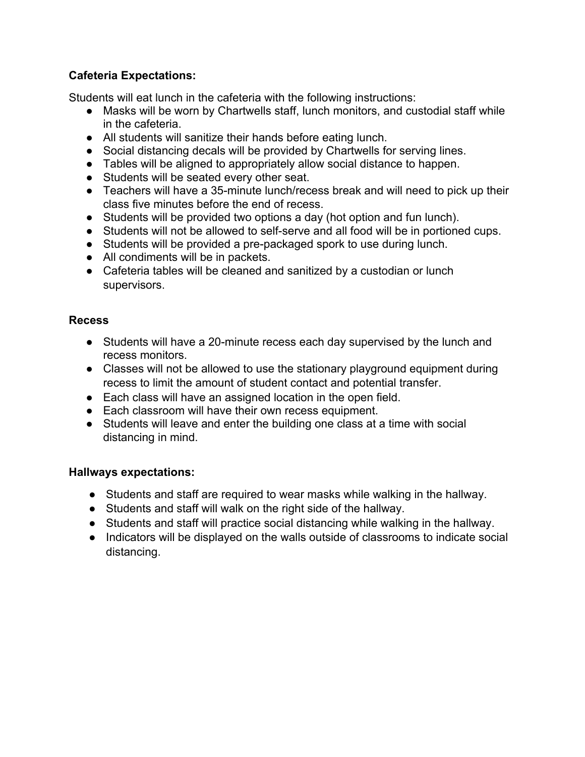**Cafeteria Expectations:**

Students will eat lunch in the cafeteria with the following instructions:

- Masks will be worn by Chartwells staff, lunch monitors, and custodial staff while in the cafeteria.
- All students will sanitize their hands before eating lunch.
- Social distancing decals will be provided by Chartwells for serving lines.
- Tables will be aligned to appropriately allow social distance to happen.
- Students will be seated every other seat.
- Teachers will have a 35-minute lunch/recess break and will need to pick up their class five minutes before the end of recess.
- Students will be provided two options a day (hot option and fun lunch).
- Students will not be allowed to self-serve and all food will be in portioned cups.
- Students will be provided a pre-packaged spork to use during lunch.
- All condiments will be in packets.
- Cafeteria tables will be cleaned and sanitized by a custodian or lunch supervisors.

**Recess**

- Students will have a 20-minute recess each day supervised by the lunch and recess monitors.
- Classes will not be allowed to use the stationary playground equipment during recess to limit the amount of student contact and potential transfer.
- Each class will have an assigned location in the open field.
- Each classroom will have their own recess equipment.
- Students will leave and enter the building one class at a time with social distancing in mind.

**Hallways expectations:**

- Students and staff are required to wear masks while walking in the hallway.
- Students and staff will walk on the right side of the hallway.
- Students and staff will practice social distancing while walking in the hallway.
- Indicators will be displayed on the walls outside of classrooms to indicate social distancing.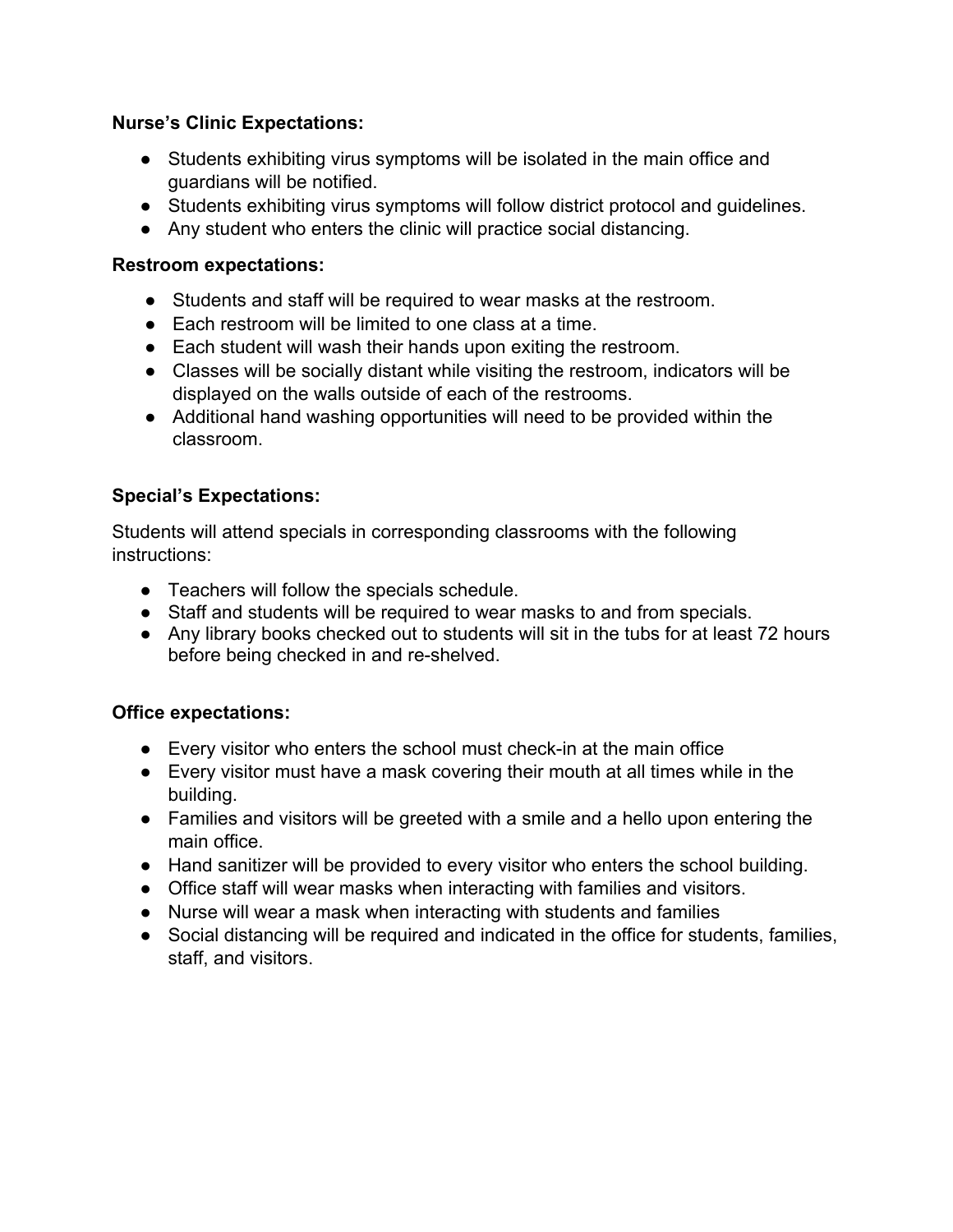**Nurse's Clinic Expectations:**

- Students exhibiting virus symptoms will be isolated in the main office and guardians will be notified.
- Students exhibiting virus symptoms will follow district protocol and guidelines.
- Any student who enters the clinic will practice social distancing.

**Restroom expectations:**

- Students and staff will be required to wear masks at the restroom.
- Each restroom will be limited to one class at a time.
- Each student will wash their hands upon exiting the restroom.
- Classes will be socially distant while visiting the restroom, indicators will be displayed on the walls outside of each of the restrooms.
- Additional hand washing opportunities will need to be provided within the classroom.

**Special's Expectations:**

Students will attend specials in corresponding classrooms with the following instructions:

- Teachers will follow the specials schedule.
- Staff and students will be required to wear masks to and from specials.
- Any library books checked out to students will sit in the tubs for at least 72 hours before being checked in and re-shelved.

**Office expectations:**

- Every visitor who enters the school must check-in at the main office
- Every visitor must have a mask covering their mouth at all times while in the building.
- Families and visitors will be greeted with a smile and a hello upon entering the main office.
- Hand sanitizer will be provided to every visitor who enters the school building.
- Office staff will wear masks when interacting with families and visitors.
- Nurse will wear a mask when interacting with students and families
- Social distancing will be required and indicated in the office for students, families, staff, and visitors.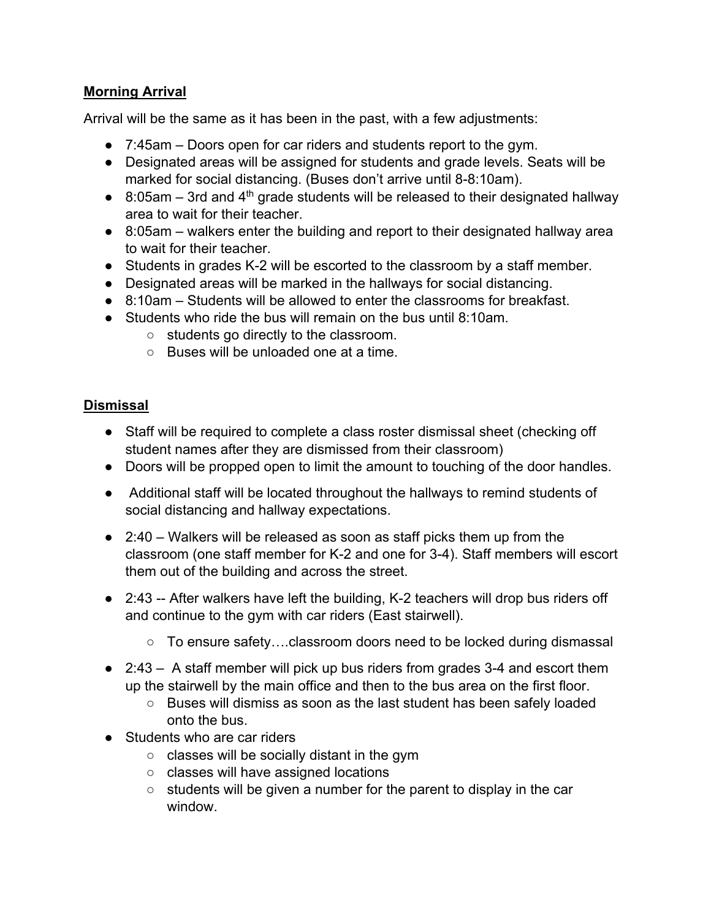**Morning Arrival**

Arrival will be the same as it has been in the past, with a few adjustments:

- 7:45am – Doors open for car riders and students report to the gym.
- Designated areas will be assigned for students and grade levels. Seats will be marked for social distancing. (Buses don't arrive until 8-8:10am).
- 8:05am – 3rd and 4th grade students will be released to their designated hallway area to wait for their teacher.
- 8:05am – walkers enter the building and report to their designated hallway area to wait for their teacher.
- Students in grades K-2 will be escorted to the classroom by a staff member.
- Designated areas will be marked in the hallways for social distancing.
- 8:10am – Students will be allowed to enter the classrooms for breakfast.
- Students who ride the bus will remain on the bus until 8:10am.
  - students go directly to the classroom.
  - Buses will be unloaded one at a time.

**Dismissal**

- Staff will be required to complete a class roster dismissal sheet (checking off student names after they are dismissed from their classroom)
- Doors will be propped open to limit the amount to touching of the door handles.
- Additional staff will be located throughout the hallways to remind students of social distancing and hallway expectations.
- 2:40 – Walkers will be released as soon as staff picks them up from the classroom (one staff member for K-2 and one for 3-4). Staff members will escort them out of the building and across the street.
- 2:43 -- After walkers have left the building, K-2 teachers will drop bus riders off and continue to the gym with car riders (East stairwell).
  - To ensure safety….classroom doors need to be locked during dismassal
- 2:43 – A staff member will pick up bus riders from grades 3-4 and escort them up the stairwell by the main office and then to the bus area on the first floor.
  - Buses will dismiss as soon as the last student has been safely loaded onto the bus.
- Students who are car riders
  - classes will be socially distant in the gym
  - classes will have assigned locations
  - students will be given a number for the parent to display in the car window.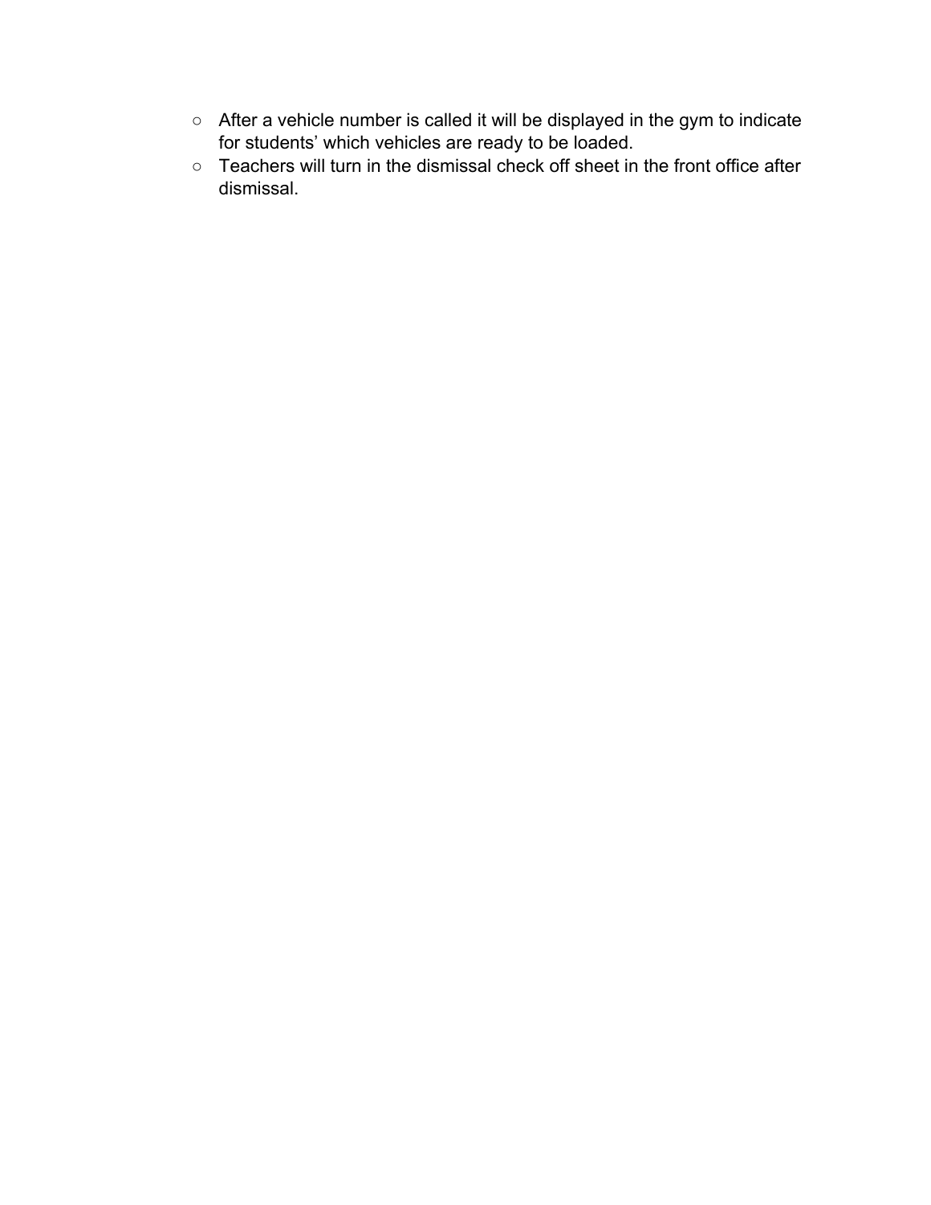- After a vehicle number is called it will be displayed in the gym to indicate for students' which vehicles are ready to be loaded.
- Teachers will turn in the dismissal check off sheet in the front office after dismissal.